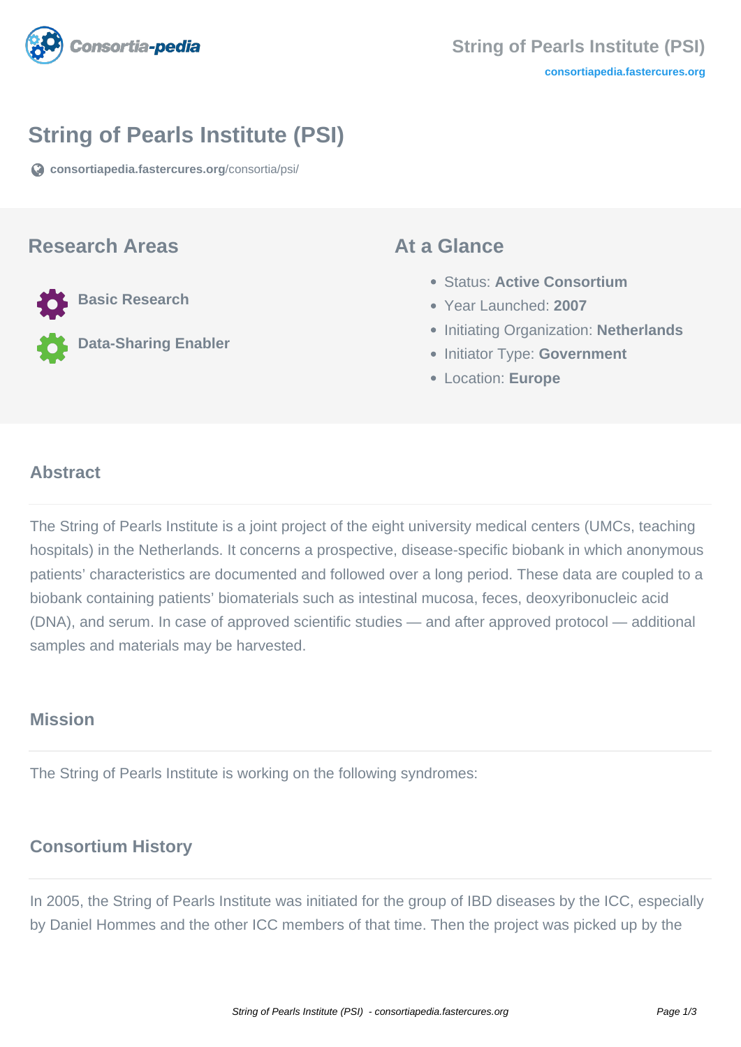# String of Pearls Institute (PSI)

consortiapedia.fastercures.org/consortia/psi/

## Research Areas

- Basic Research
- Data-Sharing Enabler

## At a Glance

- Status: **Active Consortium**
- Year Launched: **2007**
- Initiating Organization: **Netherlands**
- Initiator Type: **Government**
- Location: **Europe**

### Abstract

The String of Pearls Institute is a joint project of the eight university medical centers (UMCs, teaching hospitals) in the Netherlands. It concerns a prospective, disease-specific biobank in which anonymous patients' characteristics are documented and followed over a long period. These data are coupled to a biobank containing patients' biomaterials such as intestinal mucosa, feces, deoxyribonucleic acid (DNA), and serum. In case of approved scientific studies — and after approved protocol — additional samples and materials may be harvested.

### Mission

The String of Pearls Institute is working on the following syndromes:

### Consortium History

In 2005, the String of Pearls Institute was initiated for the group of IBD diseases by the ICC, especially by Daniel Hommes and the other ICC members of that time. Then the project was picked up by the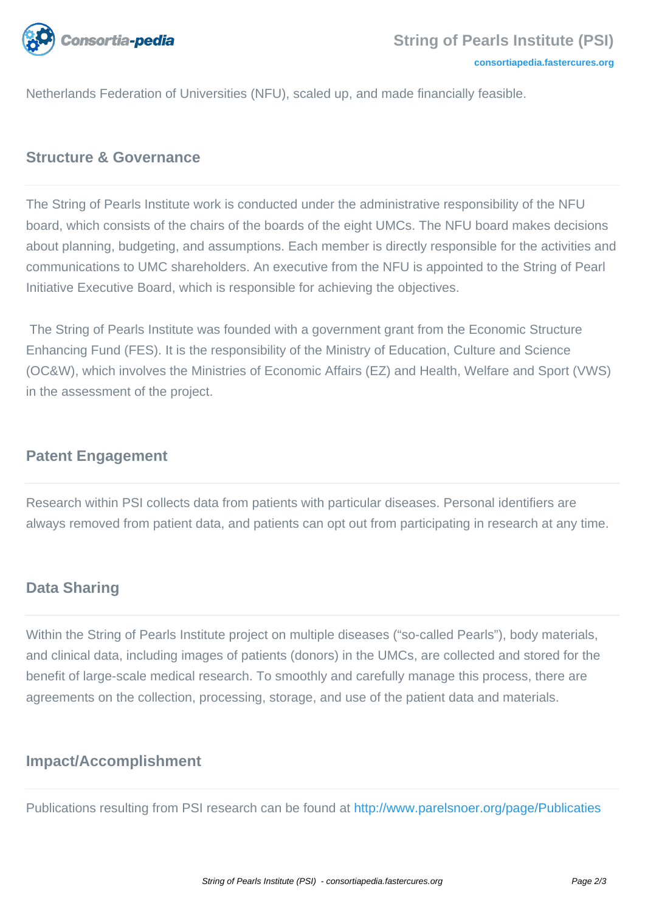Netherlands Federation of Universities (NFU), scaled up, and made financially feasible.

## Structure & Governance

The String of Pearls Institute work is conducted under the administrative responsibility of the NFU board, which consists of the chairs of the boards of the eight UMCs. The NFU board makes decisions about planning, budgeting, and assumptions. Each member is directly responsible for the activities and communications to UMC shareholders. An executive from the NFU is appointed to the String of Pearl Initiative Executive Board, which is responsible for achieving the objectives.

The String of Pearls Institute was founded with a government grant from the Economic Structure Enhancing Fund (FES). It is the responsibility of the Ministry of Education, Culture and Science (OC&W), which involves the Ministries of Economic Affairs (EZ) and Health, Welfare and Sport (VWS) in the assessment of the project.

## Patent Engagement

Research within PSI collects data from patients with particular diseases. Personal identifiers are always removed from patient data, and patients can opt out from participating in research at any time.

## Data Sharing

Within the String of Pearls Institute project on multiple diseases ("so-called Pearls"), body materials, and clinical data, including images of patients (donors) in the UMCs, are collected and stored for the benefit of large-scale medical research. To smoothly and carefully manage this process, there are agreements on the collection, processing, storage, and use of the patient data and materials.

## Impact/Accomplishment

Publications resulting from PSI research can be found at http://www.parelsnoer.org/page/Publicaties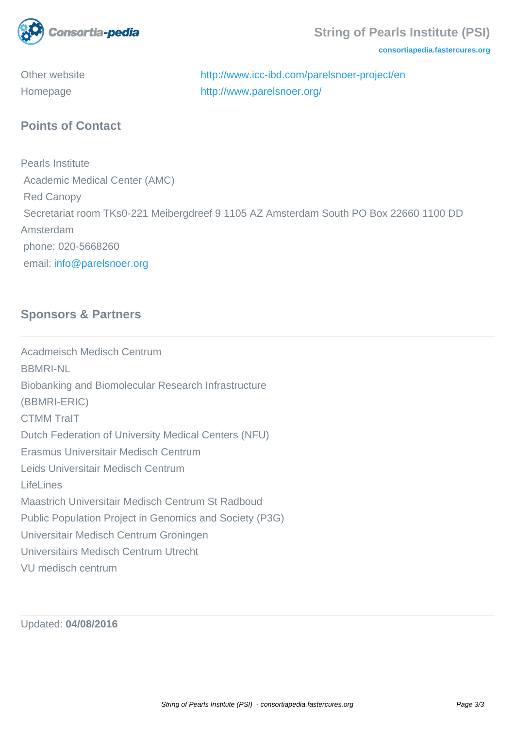| | |
|---|---|
| Other website | http://www.icc-ibd.com/parelsnoer-project/en |
| Homepage | http://www.parelsnoer.org/ |

## Points of Contact

Pearls Institute
Academic Medical Center (AMC)
Red Canopy
Secretariat room TKs0-221 Meibergdreef 9 1105 AZ Amsterdam South PO Box 22660 1100 DD Amsterdam
phone: 020-5668260
email: info@parelsnoer.org

## Sponsors & Partners

Acadmeisch Medisch Centrum
BBMRI-NL
Biobanking and Biomolecular Research Infrastructure (BBMRI-ERIC)
CTMM TraIT
Dutch Federation of University Medical Centers (NFU)
Erasmus Universitair Medisch Centrum
Leids Universitair Medisch Centrum
LifeLines
Maastrich Universitair Medisch Centrum St Radboud
Public Population Project in Genomics and Society (P3G)
Universitair Medisch Centrum Groningen
Universitairs Medisch Centrum Utrecht
VU medisch centrum

Updated: **04/08/2016**